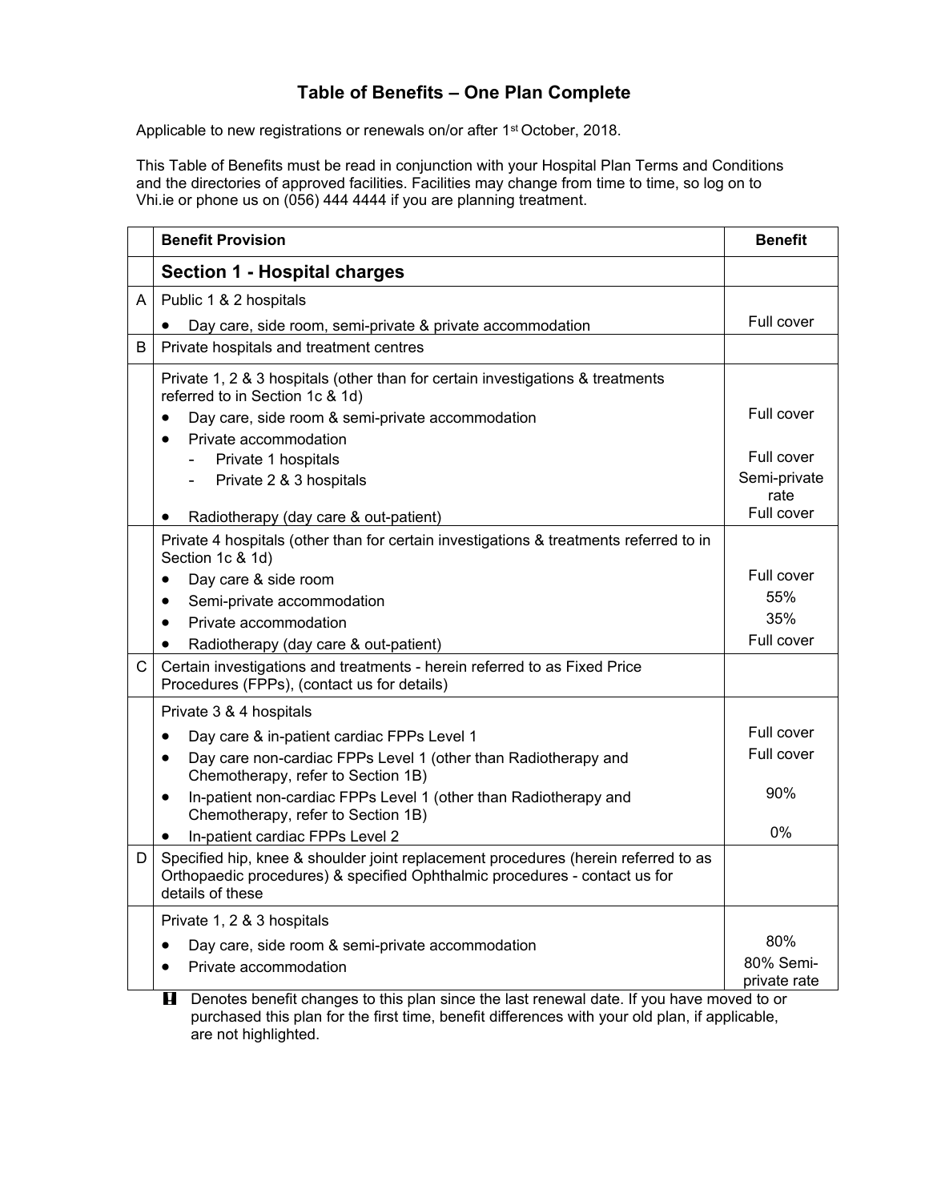# Table of Benefits – One Plan Complete

Applicable to new registrations or renewals on/or after 1st October, 2018.

This Table of Benefits must be read in conjunction with your Hospital Plan Terms and Conditions and the directories of approved facilities. Facilities may change from time to time, so log on to Vhi.ie or phone us on (056) 444 4444 if you are planning treatment.

| | Benefit Provision | Benefit |
|---|---|---|
| | **Section 1 - Hospital charges** | |
| A | Public 1 & 2 hospitals | |
| | • Day care, side room, semi-private & private accommodation | Full cover |
| B | Private hospitals and treatment centres | |
| | Private 1, 2 & 3 hospitals (other than for certain investigations & treatments referred to in Section 1c & 1d) | |
| | • Day care, side room & semi-private accommodation | Full cover |
| | • Private accommodation | |
| | - Private 1 hospitals | Full cover |
| | - Private 2 & 3 hospitals | Semi-private rate |
| | • Radiotherapy (day care & out-patient) | Full cover |
| | Private 4 hospitals (other than for certain investigations & treatments referred to in Section 1c & 1d) | |
| | • Day care & side room | Full cover |
| | • Semi-private accommodation | 55% |
| | • Private accommodation | 35% |
| | • Radiotherapy (day care & out-patient) | Full cover |
| C | Certain investigations and treatments - herein referred to as Fixed Price Procedures (FPPs), (contact us for details) | |
| | Private 3 & 4 hospitals | |
| | • Day care & in-patient cardiac FPPs Level 1 | Full cover |
| | • Day care non-cardiac FPPs Level 1 (other than Radiotherapy and Chemotherapy, refer to Section 1B) | Full cover |
| | • In-patient non-cardiac FPPs Level 1 (other than Radiotherapy and Chemotherapy, refer to Section 1B) | 90% |
| | • In-patient cardiac FPPs Level 2 | 0% |
| D | Specified hip, knee & shoulder joint replacement procedures (herein referred to as Orthopaedic procedures) & specified Ophthalmic procedures - contact us for details of these | |
| | Private 1, 2 & 3 hospitals | |
| | • Day care, side room & semi-private accommodation | 80% |
| | • Private accommodation | 80% Semi-private rate |

! Denotes benefit changes to this plan since the last renewal date. If you have moved to or purchased this plan for the first time, benefit differences with your old plan, if applicable, are not highlighted.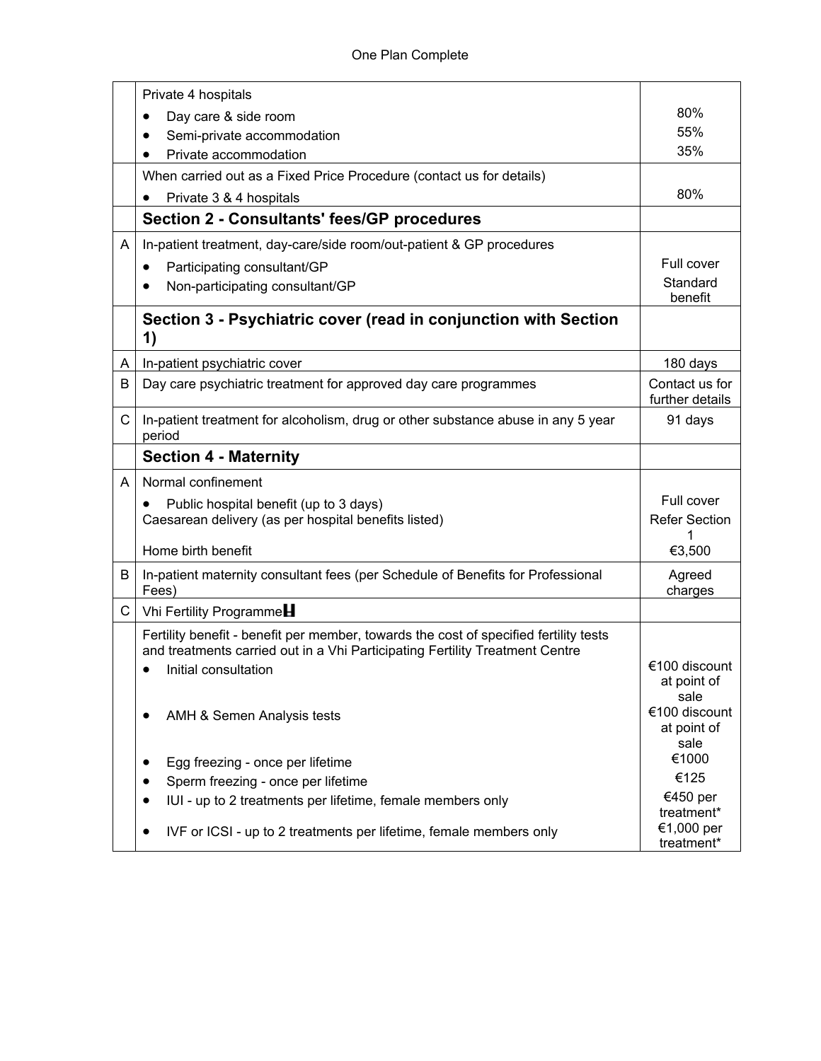| | | |
|---|---|---|
| | Private 4 hospitals<br>• Day care & side room<br>• Semi-private accommodation<br>• Private accommodation | <br>80%<br>55%<br>35% |
| | When carried out as a Fixed Price Procedure (contact us for details)<br>• Private 3 & 4 hospitals | <br>80% |
| | **Section 2 - Consultants' fees/GP procedures** | |
| A | In-patient treatment, day-care/side room/out-patient & GP procedures<br>• Participating consultant/GP<br>• Non-participating consultant/GP | <br>Full cover<br>Standard benefit |
| | **Section 3 - Psychiatric cover (read in conjunction with Section 1)** | |
| A | In-patient psychiatric cover | 180 days |
| B | Day care psychiatric treatment for approved day care programmes | Contact us for further details |
| C | In-patient treatment for alcoholism, drug or other substance abuse in any 5 year period | 91 days |
| | **Section 4 - Maternity** | |
| A | Normal confinement<br>• Public hospital benefit (up to 3 days)<br>Caesarean delivery (as per hospital benefits listed)<br>Home birth benefit | <br>Full cover<br>Refer Section 1<br>€3,500 |
| B | In-patient maternity consultant fees (per Schedule of Benefits for Professional Fees) | Agreed charges |
| C | Vhi Fertility Programme | |
| | Fertility benefit - benefit per member, towards the cost of specified fertility tests and treatments carried out in a Vhi Participating Fertility Treatment Centre<br>• Initial consultation<br>• AMH & Semen Analysis tests<br>• Egg freezing - once per lifetime<br>• Sperm freezing - once per lifetime<br>• IUI - up to 2 treatments per lifetime, female members only<br>• IVF or ICSI - up to 2 treatments per lifetime, female members only | <br>€100 discount at point of sale<br>€100 discount at point of sale<br>€1000<br>€125<br>€450 per treatment*<br>€1,000 per treatment* |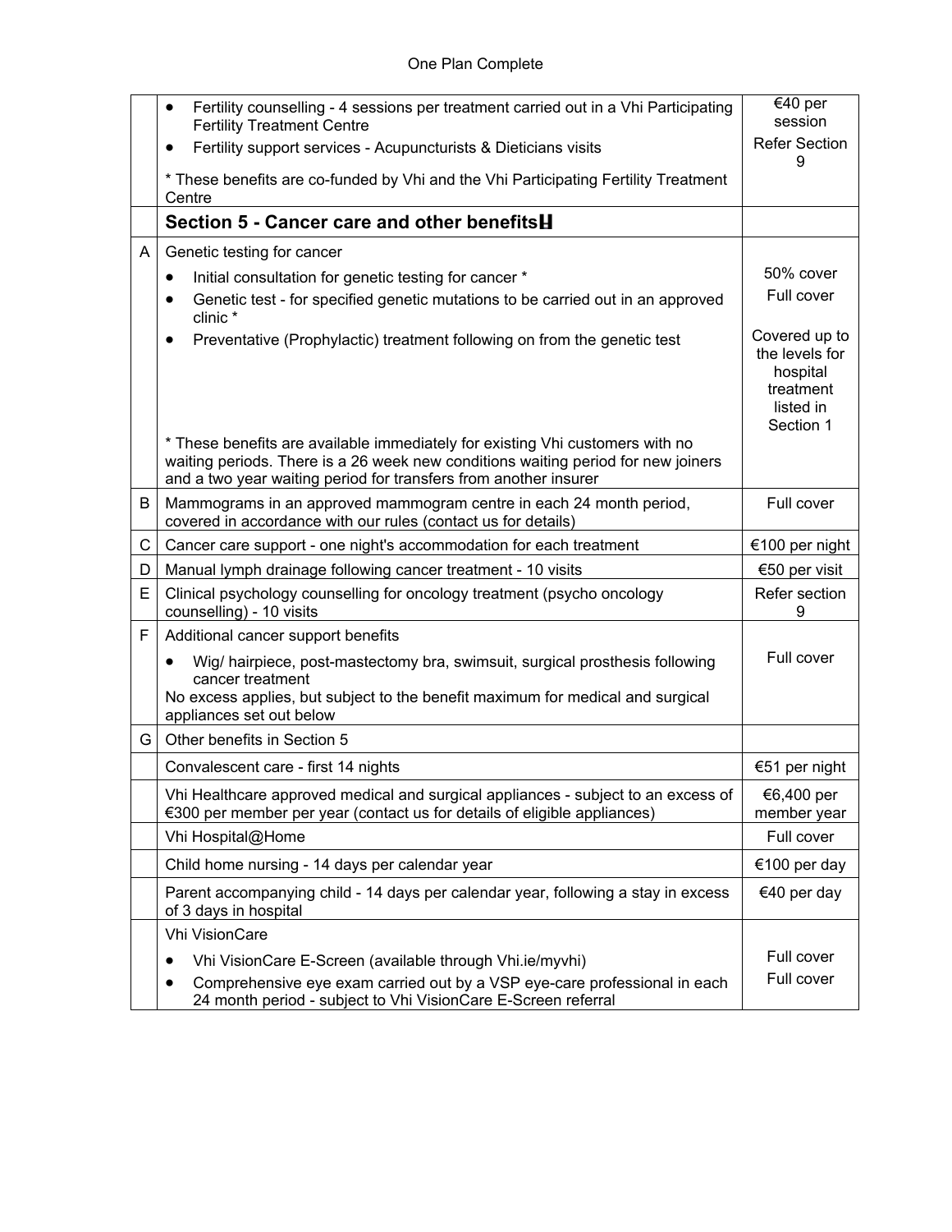| | | |
|---|---|---|
| | • Fertility counselling - 4 sessions per treatment carried out in a Vhi Participating Fertility Treatment Centre<br>• Fertility support services - Acupuncturists & Dieticians visits<br><br>* These benefits are co-funded by Vhi and the Vhi Participating Fertility Treatment Centre | €40 per session<br>Refer Section 9 |
| | **Section 5 - Cancer care and other benefits** | |
| A | Genetic testing for cancer<br>• Initial consultation for genetic testing for cancer *<br>• Genetic test - for specified genetic mutations to be carried out in an approved clinic *<br>• Preventative (Prophylactic) treatment following on from the genetic test<br><br>* These benefits are available immediately for existing Vhi customers with no waiting periods. There is a 26 week new conditions waiting period for new joiners and a two year waiting period for transfers from another insurer | <br>50% cover<br>Full cover<br>Covered up to the levels for hospital treatment listed in Section 1 |
| B | Mammograms in an approved mammogram centre in each 24 month period, covered in accordance with our rules (contact us for details) | Full cover |
| C | Cancer care support - one night's accommodation for each treatment | €100 per night |
| D | Manual lymph drainage following cancer treatment - 10 visits | €50 per visit |
| E | Clinical psychology counselling for oncology treatment (psycho oncology counselling) - 10 visits | Refer section 9 |
| F | Additional cancer support benefits<br>• Wig/ hairpiece, post-mastectomy bra, swimsuit, surgical prosthesis following cancer treatment<br>No excess applies, but subject to the benefit maximum for medical and surgical appliances set out below | Full cover |
| G | Other benefits in Section 5 | |
| | Convalescent care - first 14 nights | €51 per night |
| | Vhi Healthcare approved medical and surgical appliances - subject to an excess of €300 per member per year (contact us for details of eligible appliances) | €6,400 per member year |
| | Vhi Hospital@Home | Full cover |
| | Child home nursing - 14 days per calendar year | €100 per day |
| | Parent accompanying child - 14 days per calendar year, following a stay in excess of 3 days in hospital | €40 per day |
| | Vhi VisionCare<br>• Vhi VisionCare E-Screen (available through Vhi.ie/myvhi)<br>• Comprehensive eye exam carried out by a VSP eye-care professional in each 24 month period - subject to Vhi VisionCare E-Screen referral | <br>Full cover<br>Full cover |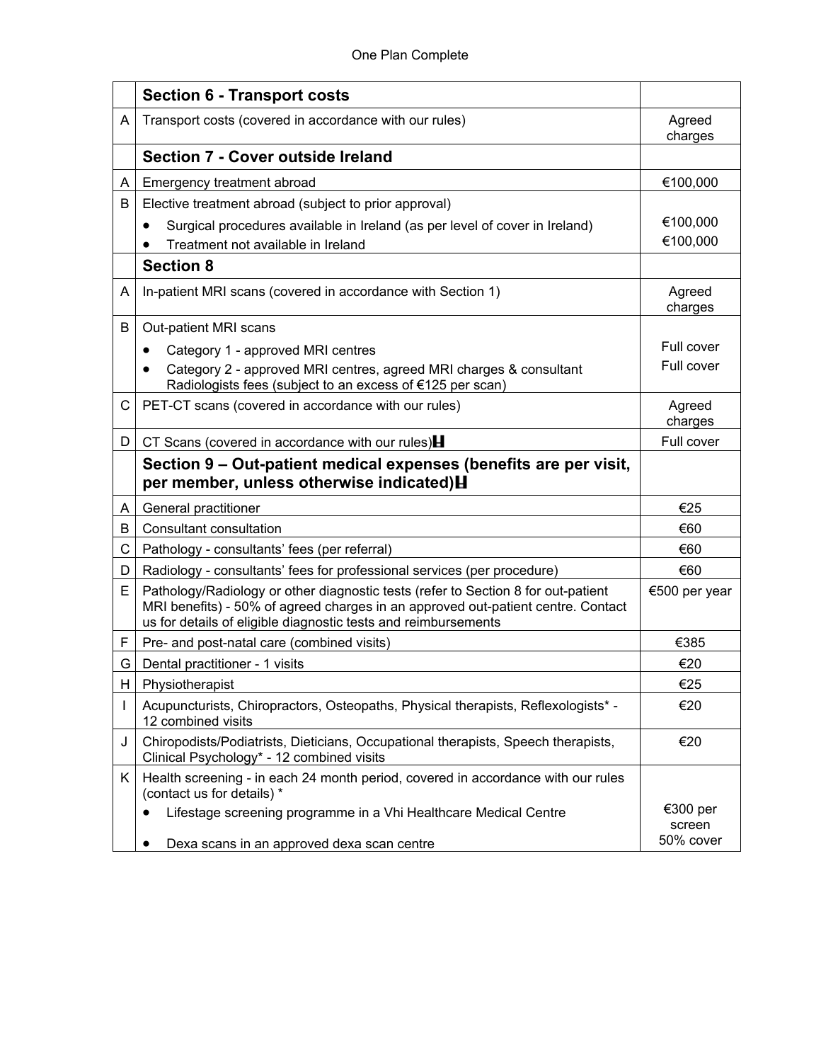| | Section 6 - Transport costs | |
|---|---|---|
| A | Transport costs (covered in accordance with our rules) | Agreed charges |
| | **Section 7 - Cover outside Ireland** | |
| A | Emergency treatment abroad | €100,000 |
| B | Elective treatment abroad (subject to prior approval)<br>• Surgical procedures available in Ireland (as per level of cover in Ireland)<br>• Treatment not available in Ireland | <br>€100,000<br>€100,000 |
| | **Section 8** | |
| A | In-patient MRI scans (covered in accordance with Section 1) | Agreed charges |
| B | Out-patient MRI scans<br>• Category 1 - approved MRI centres<br>• Category 2 - approved MRI centres, agreed MRI charges & consultant Radiologists fees (subject to an excess of €125 per scan) | <br>Full cover<br>Full cover |
| C | PET-CT scans (covered in accordance with our rules) | Agreed charges |
| D | CT Scans (covered in accordance with our rules)H | Full cover |
| | **Section 9 – Out-patient medical expenses (benefits are per visit, per member, unless otherwise indicated)H** | |
| A | General practitioner | €25 |
| B | Consultant consultation | €60 |
| C | Pathology - consultants' fees (per referral) | €60 |
| D | Radiology - consultants' fees for professional services (per procedure) | €60 |
| E | Pathology/Radiology or other diagnostic tests (refer to Section 8 for out-patient MRI benefits) - 50% of agreed charges in an approved out-patient centre. Contact us for details of eligible diagnostic tests and reimbursements | €500 per year |
| F | Pre- and post-natal care (combined visits) | €385 |
| G | Dental practitioner - 1 visits | €20 |
| H | Physiotherapist | €25 |
| I | Acupuncturists, Chiropractors, Osteopaths, Physical therapists, Reflexologists* - 12 combined visits | €20 |
| J | Chiropodists/Podiatrists, Dieticians, Occupational therapists, Speech therapists, Clinical Psychology* - 12 combined visits | €20 |
| K | Health screening - in each 24 month period, covered in accordance with our rules (contact us for details) *<br>• Lifestage screening programme in a Vhi Healthcare Medical Centre<br>• Dexa scans in an approved dexa scan centre | <br>€300 per screen<br>50% cover |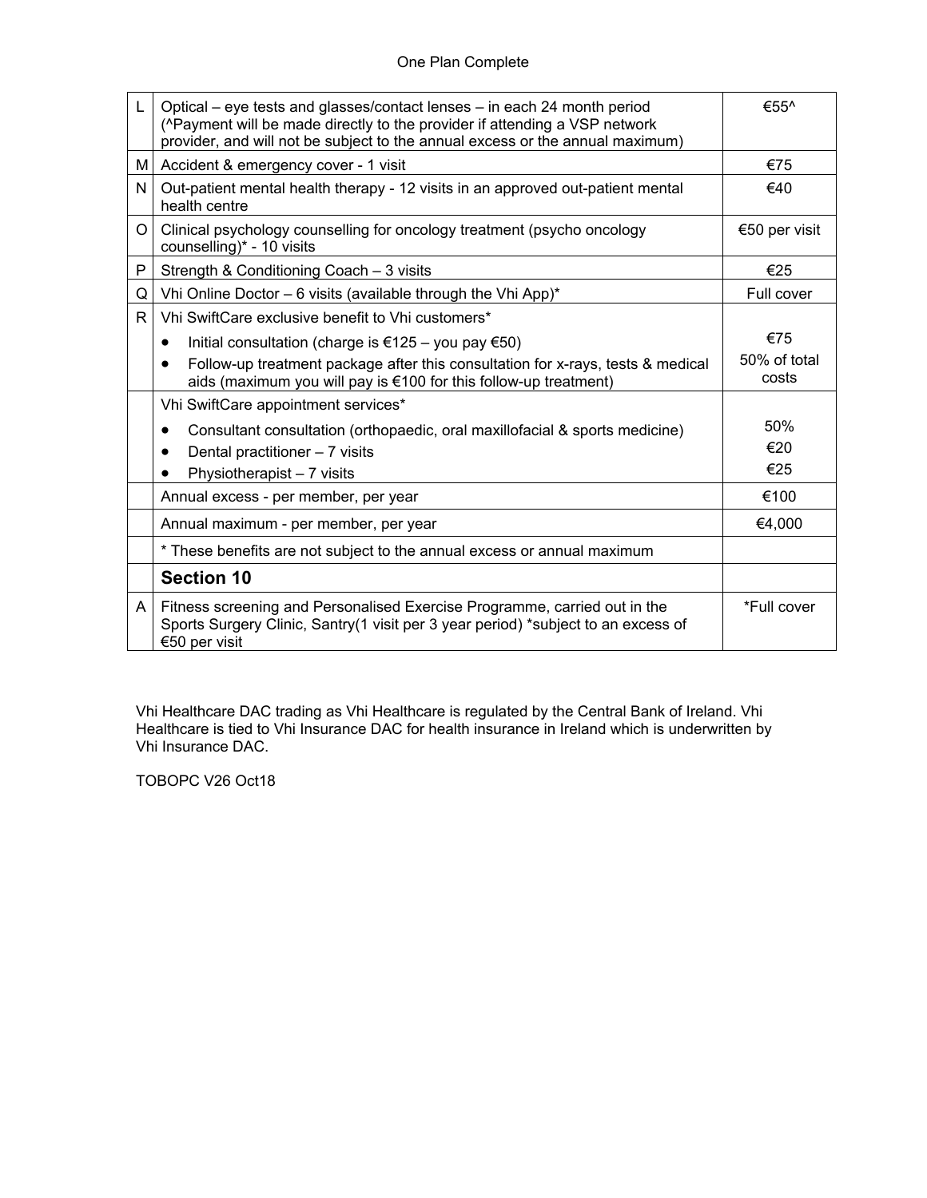| | | |
|---|---|---|
| L | Optical – eye tests and glasses/contact lenses – in each 24 month period (^Payment will be made directly to the provider if attending a VSP network provider, and will not be subject to the annual excess or the annual maximum) | €55^ |
| M | Accident & emergency cover - 1 visit | €75 |
| N | Out-patient mental health therapy - 12 visits in an approved out-patient mental health centre | €40 |
| O | Clinical psychology counselling for oncology treatment (psycho oncology counselling)* - 10 visits | €50 per visit |
| P | Strength & Conditioning Coach – 3 visits | €25 |
| Q | Vhi Online Doctor – 6 visits (available through the Vhi App)* | Full cover |
| R | Vhi SwiftCare exclusive benefit to Vhi customers*<br>• Initial consultation (charge is €125 – you pay €50)<br>• Follow-up treatment package after this consultation for x-rays, tests & medical aids (maximum you will pay is €100 for this follow-up treatment) | €75<br>50% of total costs |
| | Vhi SwiftCare appointment services*<br>• Consultant consultation (orthopaedic, oral maxillofacial & sports medicine)<br>• Dental practitioner – 7 visits<br>• Physiotherapist – 7 visits | 50%<br>€20<br>€25 |
| | Annual excess - per member, per year | €100 |
| | Annual maximum - per member, per year | €4,000 |
| | * These benefits are not subject to the annual excess or annual maximum | |
| | **Section 10** | |
| A | Fitness screening and Personalised Exercise Programme, carried out in the Sports Surgery Clinic, Santry(1 visit per 3 year period) *subject to an excess of €50 per visit | *Full cover |

Vhi Healthcare DAC trading as Vhi Healthcare is regulated by the Central Bank of Ireland. Vhi Healthcare is tied to Vhi Insurance DAC for health insurance in Ireland which is underwritten by Vhi Insurance DAC.

TOBOPC V26 Oct18